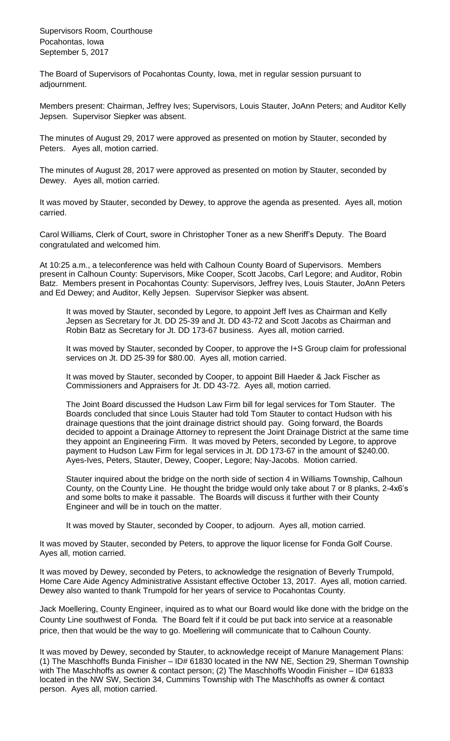Supervisors Room, Courthouse
Pocahontas, Iowa
September 5, 2017

The Board of Supervisors of Pocahontas County, Iowa, met in regular session pursuant to adjournment.

Members present: Chairman, Jeffrey Ives; Supervisors, Louis Stauter, JoAnn Peters; and Auditor Kelly Jepsen. Supervisor Siepker was absent.

The minutes of August 29, 2017 were approved as presented on motion by Stauter, seconded by Peters. Ayes all, motion carried.

The minutes of August 28, 2017 were approved as presented on motion by Stauter, seconded by Dewey. Ayes all, motion carried.

It was moved by Stauter, seconded by Dewey, to approve the agenda as presented. Ayes all, motion carried.

Carol Williams, Clerk of Court, swore in Christopher Toner as a new Sheriff's Deputy. The Board congratulated and welcomed him.

At 10:25 a.m., a teleconference was held with Calhoun County Board of Supervisors. Members present in Calhoun County: Supervisors, Mike Cooper, Scott Jacobs, Carl Legore; and Auditor, Robin Batz. Members present in Pocahontas County: Supervisors, Jeffrey Ives, Louis Stauter, JoAnn Peters and Ed Dewey; and Auditor, Kelly Jepsen. Supervisor Siepker was absent.

> It was moved by Stauter, seconded by Legore, to appoint Jeff Ives as Chairman and Kelly Jepsen as Secretary for Jt. DD 25-39 and Jt. DD 43-72 and Scott Jacobs as Chairman and Robin Batz as Secretary for Jt. DD 173-67 business. Ayes all, motion carried.
>
> It was moved by Stauter, seconded by Cooper, to approve the I+S Group claim for professional services on Jt. DD 25-39 for $80.00. Ayes all, motion carried.
>
> It was moved by Stauter, seconded by Cooper, to appoint Bill Haeder & Jack Fischer as Commissioners and Appraisers for Jt. DD 43-72. Ayes all, motion carried.
>
> The Joint Board discussed the Hudson Law Firm bill for legal services for Tom Stauter. The Boards concluded that since Louis Stauter had told Tom Stauter to contact Hudson with his drainage questions that the joint drainage district should pay. Going forward, the Boards decided to appoint a Drainage Attorney to represent the Joint Drainage District at the same time they appoint an Engineering Firm. It was moved by Peters, seconded by Legore, to approve payment to Hudson Law Firm for legal services in Jt. DD 173-67 in the amount of $240.00. Ayes-Ives, Peters, Stauter, Dewey, Cooper, Legore; Nay-Jacobs. Motion carried.
>
> Stauter inquired about the bridge on the north side of section 4 in Williams Township, Calhoun County, on the County Line. He thought the bridge would only take about 7 or 8 planks, 2-4x6's and some bolts to make it passable. The Boards will discuss it further with their County Engineer and will be in touch on the matter.
>
> It was moved by Stauter, seconded by Cooper, to adjourn. Ayes all, motion carried.

It was moved by Stauter, seconded by Peters, to approve the liquor license for Fonda Golf Course. Ayes all, motion carried.

It was moved by Dewey, seconded by Peters, to acknowledge the resignation of Beverly Trumpold, Home Care Aide Agency Administrative Assistant effective October 13, 2017. Ayes all, motion carried. Dewey also wanted to thank Trumpold for her years of service to Pocahontas County.

Jack Moellering, County Engineer, inquired as to what our Board would like done with the bridge on the County Line southwest of Fonda. The Board felt if it could be put back into service at a reasonable price, then that would be the way to go. Moellering will communicate that to Calhoun County.

It was moved by Dewey, seconded by Stauter, to acknowledge receipt of Manure Management Plans: (1) The Maschhoffs Bunda Finisher – ID# 61830 located in the NW NE, Section 29, Sherman Township with The Maschhoffs as owner & contact person; (2) The Maschhoffs Woodin Finisher – ID# 61833 located in the NW SW, Section 34, Cummins Township with The Maschhoffs as owner & contact person. Ayes all, motion carried.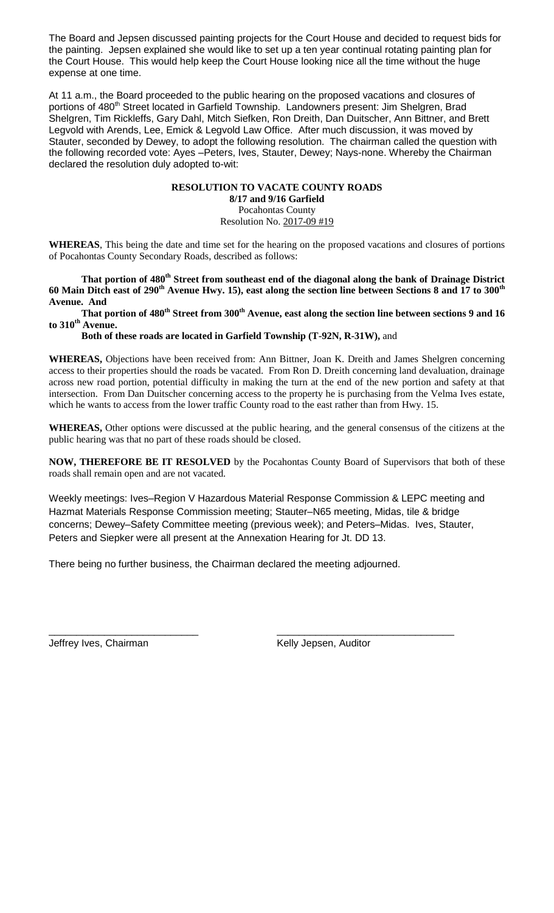The Board and Jepsen discussed painting projects for the Court House and decided to request bids for the painting. Jepsen explained she would like to set up a ten year continual rotating painting plan for the Court House. This would help keep the Court House looking nice all the time without the huge expense at one time.

At 11 a.m., the Board proceeded to the public hearing on the proposed vacations and closures of portions of 480th Street located in Garfield Township. Landowners present: Jim Shelgren, Brad Shelgren, Tim Rickleffs, Gary Dahl, Mitch Siefken, Ron Dreith, Dan Duitscher, Ann Bittner, and Brett Legvold with Arends, Lee, Emick & Legvold Law Office. After much discussion, it was moved by Stauter, seconded by Dewey, to adopt the following resolution. The chairman called the question with the following recorded vote: Ayes –Peters, Ives, Stauter, Dewey; Nays-none. Whereby the Chairman declared the resolution duly adopted to-wit:

**RESOLUTION TO VACATE COUNTY ROADS**
**8/17 and 9/16 Garfield**
Pocahontas County
Resolution No. 2017-09 #19

**WHEREAS**, This being the date and time set for the hearing on the proposed vacations and closures of portions of Pocahontas County Secondary Roads, described as follows:

**That portion of 480th Street from southeast end of the diagonal along the bank of Drainage District 60 Main Ditch east of 290th Avenue Hwy. 15), east along the section line between Sections 8 and 17 to 300th Avenue. And**

**That portion of 480th Street from 300th Avenue, east along the section line between sections 9 and 16 to 310th Avenue.**

**Both of these roads are located in Garfield Township (T-92N, R-31W),** and

**WHEREAS,** Objections have been received from: Ann Bittner, Joan K. Dreith and James Shelgren concerning access to their properties should the roads be vacated. From Ron D. Dreith concerning land devaluation, drainage across new road portion, potential difficulty in making the turn at the end of the new portion and safety at that intersection. From Dan Duitscher concerning access to the property he is purchasing from the Velma Ives estate, which he wants to access from the lower traffic County road to the east rather than from Hwy. 15.

**WHEREAS,** Other options were discussed at the public hearing, and the general consensus of the citizens at the public hearing was that no part of these roads should be closed.

**NOW, THEREFORE BE IT RESOLVED** by the Pocahontas County Board of Supervisors that both of these roads shall remain open and are not vacated.

Weekly meetings: Ives–Region V Hazardous Material Response Commission & LEPC meeting and Hazmat Materials Response Commission meeting; Stauter–N65 meeting, Midas, tile & bridge concerns; Dewey–Safety Committee meeting (previous week); and Peters–Midas. Ives, Stauter, Peters and Siepker were all present at the Annexation Hearing for Jt. DD 13.

There being no further business, the Chairman declared the meeting adjourned.

\_\_\_\_\_\_\_\_\_\_\_\_\_\_\_\_\_\_\_\_\_\_\_\_\_\_\_ \_\_\_\_\_\_\_\_\_\_\_\_\_\_\_\_\_\_\_\_\_\_\_\_\_\_\_\_\_\_\_\_

Jeffrey Ives, Chairman Kelly Jepsen, Auditor